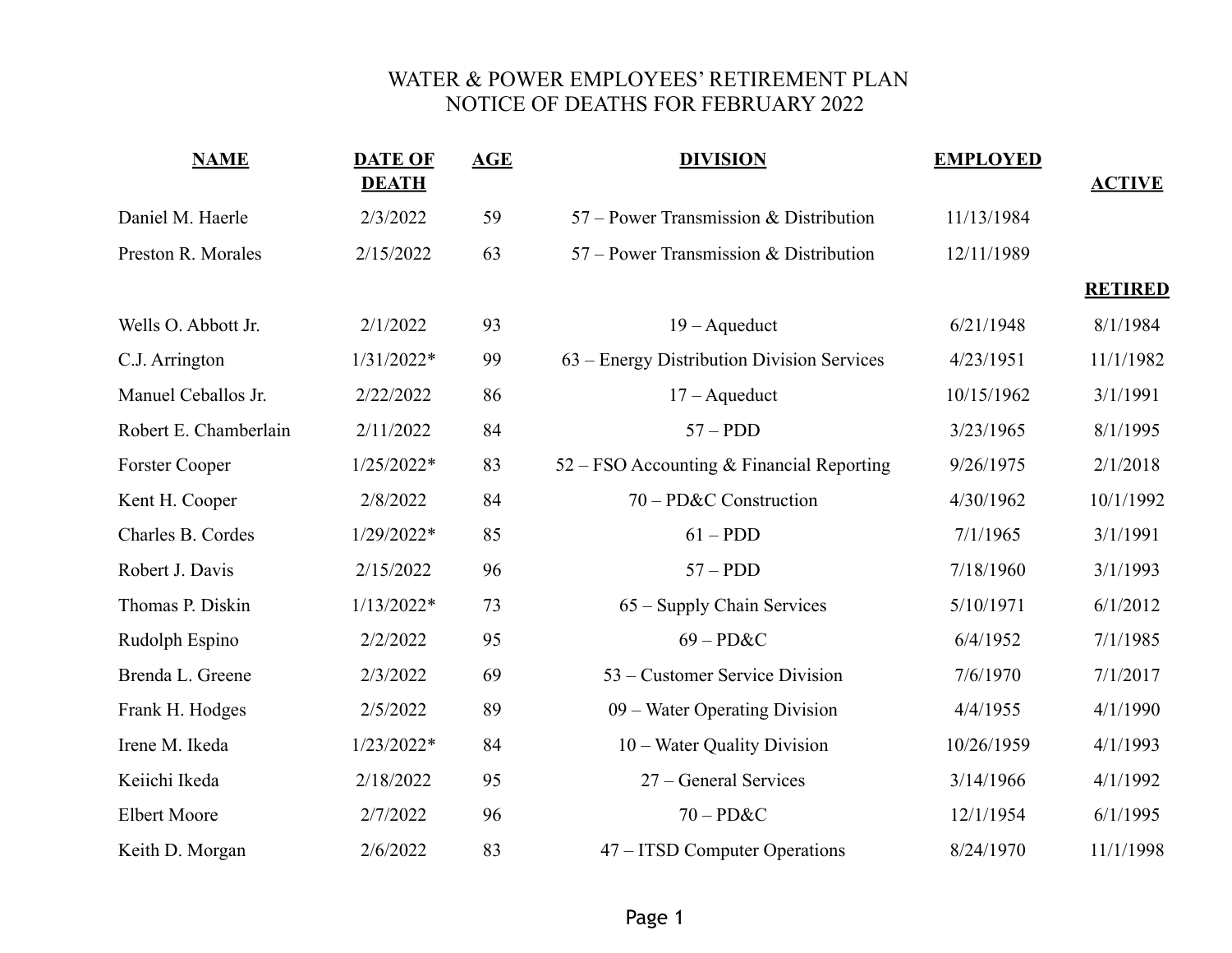# WATER & POWER EMPLOYEES' RETIREMENT PLAN
## NOTICE OF DEATHS FOR FEBRUARY 2022

| NAME | DATE OF DEATH | AGE | DIVISION | EMPLOYED | ACTIVE |
|---|---|---|---|---|---|
| Daniel M. Haerle | 2/3/2022 | 59 | 57 – Power Transmission & Distribution | 11/13/1984 | |
| Preston R. Morales | 2/15/2022 | 63 | 57 – Power Transmission & Distribution | 12/11/1989 | |
| | | | | | **RETIRED** |
| Wells O. Abbott Jr. | 2/1/2022 | 93 | 19 – Aqueduct | 6/21/1948 | 8/1/1984 |
| C.J. Arrington | 1/31/2022* | 99 | 63 – Energy Distribution Division Services | 4/23/1951 | 11/1/1982 |
| Manuel Ceballos Jr. | 2/22/2022 | 86 | 17 – Aqueduct | 10/15/1962 | 3/1/1991 |
| Robert E. Chamberlain | 2/11/2022 | 84 | 57 – PDD | 3/23/1965 | 8/1/1995 |
| Forster Cooper | 1/25/2022* | 83 | 52 – FSO Accounting & Financial Reporting | 9/26/1975 | 2/1/2018 |
| Kent H. Cooper | 2/8/2022 | 84 | 70 – PD&C Construction | 4/30/1962 | 10/1/1992 |
| Charles B. Cordes | 1/29/2022* | 85 | 61 – PDD | 7/1/1965 | 3/1/1991 |
| Robert J. Davis | 2/15/2022 | 96 | 57 – PDD | 7/18/1960 | 3/1/1993 |
| Thomas P. Diskin | 1/13/2022* | 73 | 65 – Supply Chain Services | 5/10/1971 | 6/1/2012 |
| Rudolph Espino | 2/2/2022 | 95 | 69 – PD&C | 6/4/1952 | 7/1/1985 |
| Brenda L. Greene | 2/3/2022 | 69 | 53 – Customer Service Division | 7/6/1970 | 7/1/2017 |
| Frank H. Hodges | 2/5/2022 | 89 | 09 – Water Operating Division | 4/4/1955 | 4/1/1990 |
| Irene M. Ikeda | 1/23/2022* | 84 | 10 – Water Quality Division | 10/26/1959 | 4/1/1993 |
| Keiichi Ikeda | 2/18/2022 | 95 | 27 – General Services | 3/14/1966 | 4/1/1992 |
| Elbert Moore | 2/7/2022 | 96 | 70 – PD&C | 12/1/1954 | 6/1/1995 |
| Keith D. Morgan | 2/6/2022 | 83 | 47 – ITSD Computer Operations | 8/24/1970 | 11/1/1998 |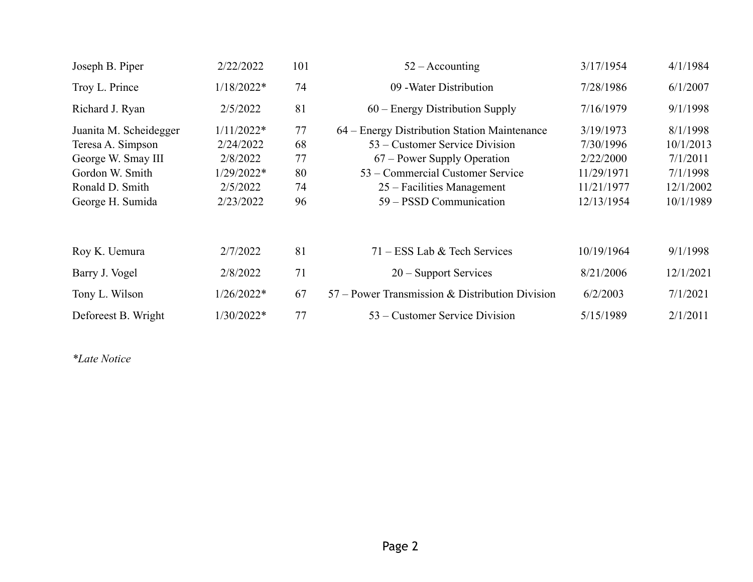| | | | | | |
|---|---|---|---|---|---|
| Joseph B. Piper | 2/22/2022 | 101 | 52 – Accounting | 3/17/1954 | 4/1/1984 |
| Troy L. Prince | 1/18/2022* | 74 | 09 -Water Distribution | 7/28/1986 | 6/1/2007 |
| Richard J. Ryan | 2/5/2022 | 81 | 60 – Energy Distribution Supply | 7/16/1979 | 9/1/1998 |
| Juanita M. Scheidegger | 1/11/2022* | 77 | 64 – Energy Distribution Station Maintenance | 3/19/1973 | 8/1/1998 |
| Teresa A. Simpson | 2/24/2022 | 68 | 53 – Customer Service Division | 7/30/1996 | 10/1/2013 |
| George W. Smay III | 2/8/2022 | 77 | 67 – Power Supply Operation | 2/22/2000 | 7/1/2011 |
| Gordon W. Smith | 1/29/2022* | 80 | 53 – Commercial Customer Service | 11/29/1971 | 7/1/1998 |
| Ronald D. Smith | 2/5/2022 | 74 | 25 – Facilities Management | 11/21/1977 | 12/1/2002 |
| George H. Sumida | 2/23/2022 | 96 | 59 – PSSD Communication | 12/13/1954 | 10/1/1989 |
| Roy K. Uemura | 2/7/2022 | 81 | 71 – ESS Lab & Tech Services | 10/19/1964 | 9/1/1998 |
| Barry J. Vogel | 2/8/2022 | 71 | 20 – Support Services | 8/21/2006 | 12/1/2021 |
| Tony L. Wilson | 1/26/2022* | 67 | 57 – Power Transmission & Distribution Division | 6/2/2003 | 7/1/2021 |
| Deforeest B. Wright | 1/30/2022* | 77 | 53 – Customer Service Division | 5/15/1989 | 2/1/2011 |

*Late Notice*